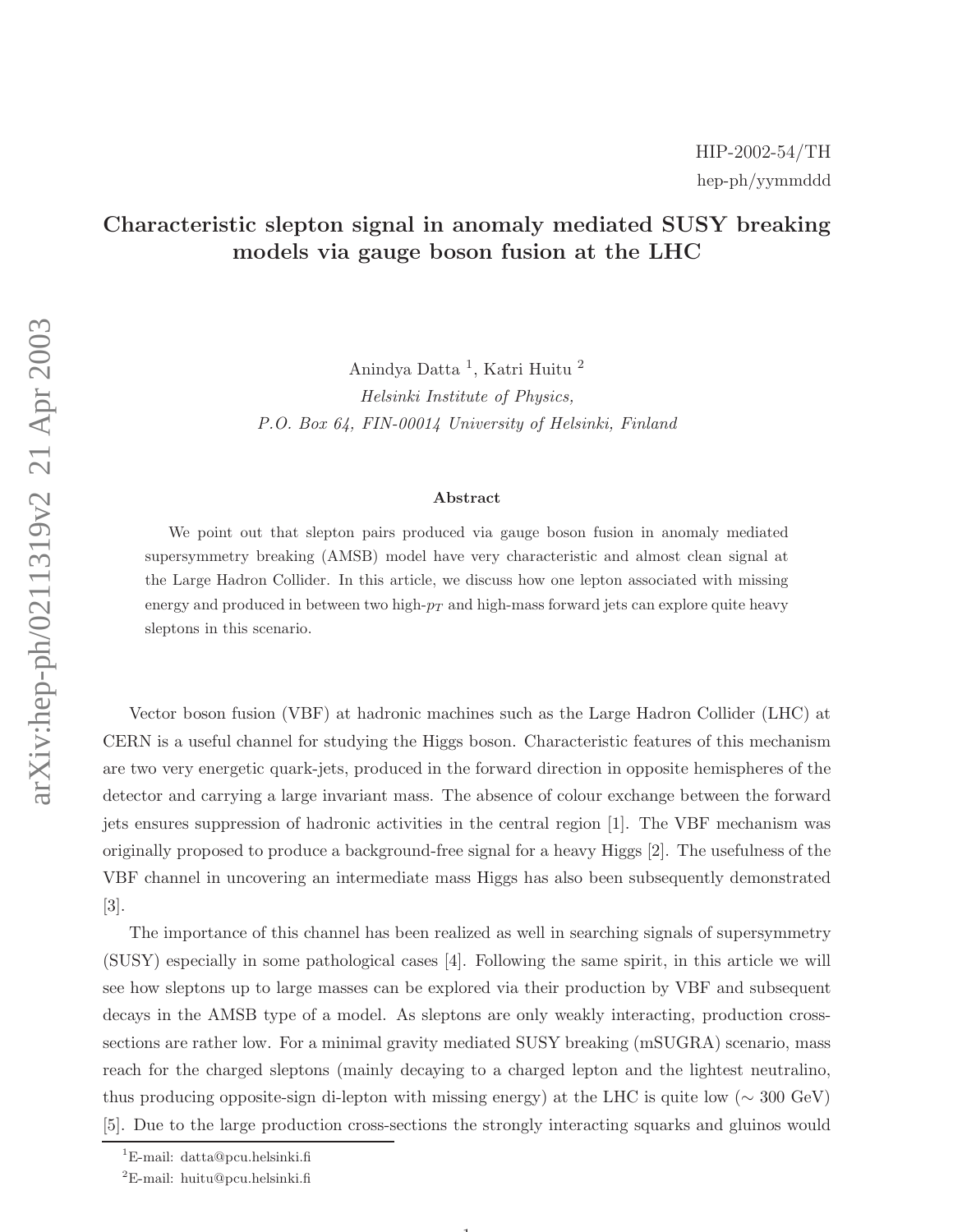HIP-2002-54/TH
hep-ph/yymmddd

# Characteristic slepton signal in anomaly mediated SUSY breaking models via gauge boson fusion at the LHC

Anindya Datta [1], Katri Huitu [2]

*Helsinki Institute of Physics,*
*P.O. Box 64, FIN-00014 University of Helsinki, Finland*

### Abstract

We point out that slepton pairs produced via gauge boson fusion in anomaly mediated supersymmetry breaking (AMSB) model have very characteristic and almost clean signal at the Large Hadron Collider. In this article, we discuss how one lepton associated with missing energy and produced in between two high-$p_T$ and high-mass forward jets can explore quite heavy sleptons in this scenario.

Vector boson fusion (VBF) at hadronic machines such as the Large Hadron Collider (LHC) at CERN is a useful channel for studying the Higgs boson. Characteristic features of this mechanism are two very energetic quark-jets, produced in the forward direction in opposite hemispheres of the detector and carrying a large invariant mass. The absence of colour exchange between the forward jets ensures suppression of hadronic activities in the central region [1]. The VBF mechanism was originally proposed to produce a background-free signal for a heavy Higgs [2]. The usefulness of the VBF channel in uncovering an intermediate mass Higgs has also been subsequently demonstrated [3].

The importance of this channel has been realized as well in searching signals of supersymmetry (SUSY) especially in some pathological cases [4]. Following the same spirit, in this article we will see how sleptons up to large masses can be explored via their production by VBF and subsequent decays in the AMSB type of a model. As sleptons are only weakly interacting, production cross-sections are rather low. For a minimal gravity mediated SUSY breaking (mSUGRA) scenario, mass reach for the charged sleptons (mainly decaying to a charged lepton and the lightest neutralino, thus producing opposite-sign di-lepton with missing energy) at the LHC is quite low ($\sim 300$ GeV) [5]. Due to the large production cross-sections the strongly interacting squarks and gluinos would

[1] E-mail: datta@pcu.helsinki.fi

[2] E-mail: huitu@pcu.helsinki.fi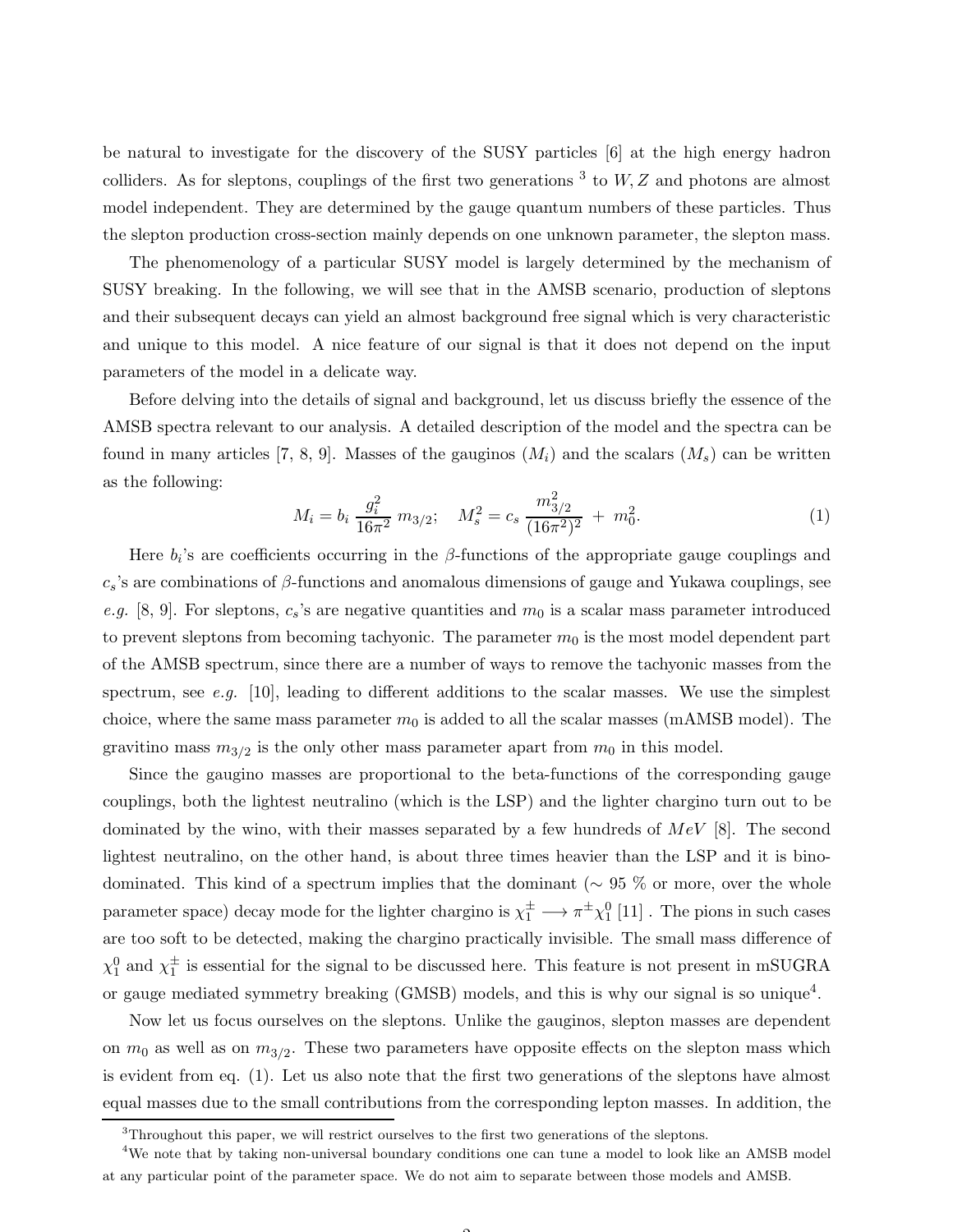be natural to investigate for the discovery of the SUSY particles [6] at the high energy hadron colliders. As for sleptons, couplings of the first two generations [3] to $W, Z$ and photons are almost model independent. They are determined by the gauge quantum numbers of these particles. Thus the slepton production cross-section mainly depends on one unknown parameter, the slepton mass.

The phenomenology of a particular SUSY model is largely determined by the mechanism of SUSY breaking. In the following, we will see that in the AMSB scenario, production of sleptons and their subsequent decays can yield an almost background free signal which is very characteristic and unique to this model. A nice feature of our signal is that it does not depend on the input parameters of the model in a delicate way.

Before delving into the details of signal and background, let us discuss briefly the essence of the AMSB spectra relevant to our analysis. A detailed description of the model and the spectra can be found in many articles [7, 8, 9]. Masses of the gauginos ($M_i$) and the scalars ($M_s$) can be written as the following:

$$M_i = b_i \, \frac{g_i^2}{16\pi^2} \, m_{3/2}; \quad M_s^2 = c_s \, \frac{m_{3/2}^2}{(16\pi^2)^2} \, + \, m_0^2. \tag{1}$$

Here $b_i$'s are coefficients occurring in the $\beta$-functions of the appropriate gauge couplings and $c_s$'s are combinations of $\beta$-functions and anomalous dimensions of gauge and Yukawa couplings, see *e.g.* [8, 9]. For sleptons, $c_s$'s are negative quantities and $m_0$ is a scalar mass parameter introduced to prevent sleptons from becoming tachyonic. The parameter $m_0$ is the most model dependent part of the AMSB spectrum, since there are a number of ways to remove the tachyonic masses from the spectrum, see *e.g.* [10], leading to different additions to the scalar masses. We use the simplest choice, where the same mass parameter $m_0$ is added to all the scalar masses (mAMSB model). The gravitino mass $m_{3/2}$ is the only other mass parameter apart from $m_0$ in this model.

Since the gaugino masses are proportional to the beta-functions of the corresponding gauge couplings, both the lightest neutralino (which is the LSP) and the lighter chargino turn out to be dominated by the wino, with their masses separated by a few hundreds of $MeV$ [8]. The second lightest neutralino, on the other hand, is about three times heavier than the LSP and it is bino-dominated. This kind of a spectrum implies that the dominant ($\sim$ 95 % or more, over the whole parameter space) decay mode for the lighter chargino is $\chi_1^{\pm} \longrightarrow \pi^{\pm}\chi_1^0$ [11] . The pions in such cases are too soft to be detected, making the chargino practically invisible. The small mass difference of $\chi_1^0$ and $\chi_1^{\pm}$ is essential for the signal to be discussed here. This feature is not present in mSUGRA or gauge mediated symmetry breaking (GMSB) models, and this is why our signal is so unique[4].

Now let us focus ourselves on the sleptons. Unlike the gauginos, slepton masses are dependent on $m_0$ as well as on $m_{3/2}$. These two parameters have opposite effects on the slepton mass which is evident from eq. (1). Let us also note that the first two generations of the sleptons have almost equal masses due to the small contributions from the corresponding lepton masses. In addition, the

[3] Throughout this paper, we will restrict ourselves to the first two generations of the sleptons.

[4] We note that by taking non-universal boundary conditions one can tune a model to look like an AMSB model at any particular point of the parameter space. We do not aim to separate between those models and AMSB.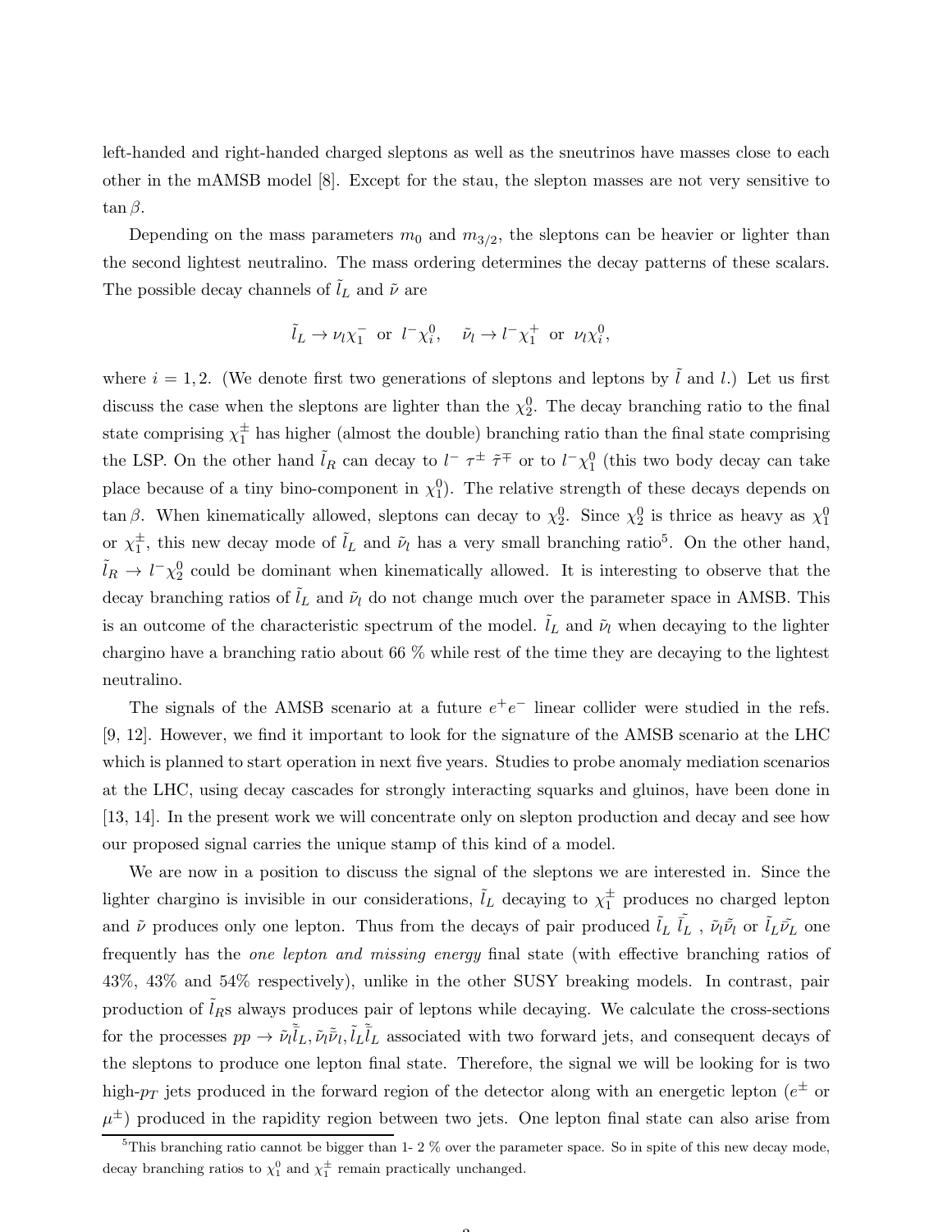left-handed and right-handed charged sleptons as well as the sneutrinos have masses close to each other in the mAMSB model [8]. Except for the stau, the slepton masses are not very sensitive to $\tan\beta$.

Depending on the mass parameters $m_0$ and $m_{3/2}$, the sleptons can be heavier or lighter than the second lightest neutralino. The mass ordering determines the decay patterns of these scalars. The possible decay channels of $\tilde{l}_L$ and $\tilde{\nu}$ are

$$\tilde{l}_L \to \nu_l \chi_1^- \;\text{ or }\; l^- \chi_i^0, \quad \tilde{\nu}_l \to l^- \chi_1^+ \;\text{ or }\; \nu_l \chi_i^0,$$

where $i = 1, 2$. (We denote first two generations of sleptons and leptons by $\tilde{l}$ and $l$.) Let us first discuss the case when the sleptons are lighter than the $\chi_2^0$. The decay branching ratio to the final state comprising $\chi_1^\pm$ has higher (almost the double) branching ratio than the final state comprising the LSP. On the other hand $\tilde{l}_R$ can decay to $l^-\ \tau^\pm\ \tilde{\tau}^\mp$ or to $l^- \chi_1^0$ (this two body decay can take place because of a tiny bino-component in $\chi_1^0$). The relative strength of these decays depends on $\tan\beta$. When kinematically allowed, sleptons can decay to $\chi_2^0$. Since $\chi_2^0$ is thrice as heavy as $\chi_1^0$ or $\chi_1^\pm$, this new decay mode of $\tilde{l}_L$ and $\tilde{\nu}_l$ has a very small branching ratio[5]. On the other hand, $\tilde{l}_R \to l^- \chi_2^0$ could be dominant when kinematically allowed. It is interesting to observe that the decay branching ratios of $\tilde{l}_L$ and $\tilde{\nu}_l$ do not change much over the parameter space in AMSB. This is an outcome of the characteristic spectrum of the model. $\tilde{l}_L$ and $\tilde{\nu}_l$ when decaying to the lighter chargino have a branching ratio about 66 % while rest of the time they are decaying to the lightest neutralino.

The signals of the AMSB scenario at a future $e^+e^-$ linear collider were studied in the refs. [9, 12]. However, we find it important to look for the signature of the AMSB scenario at the LHC which is planned to start operation in next five years. Studies to probe anomaly mediation scenarios at the LHC, using decay cascades for strongly interacting squarks and gluinos, have been done in [13, 14]. In the present work we will concentrate only on slepton production and decay and see how our proposed signal carries the unique stamp of this kind of a model.

We are now in a position to discuss the signal of the sleptons we are interested in. Since the lighter chargino is invisible in our considerations, $\tilde{l}_L$ decaying to $\chi_1^\pm$ produces no charged lepton and $\tilde{\nu}$ produces only one lepton. Thus from the decays of pair produced $\tilde{l}_L\ \bar{\tilde{l}}_L$ , $\tilde{\nu}_l \bar{\tilde{\nu}}_l$ or $\tilde{l}_L \bar{\tilde{\nu}}_L$ one frequently has the *one lepton and missing energy* final state (with effective branching ratios of 43%, 43% and 54% respectively), unlike in the other SUSY breaking models. In contrast, pair production of $\tilde{l}_R$s always produces pair of leptons while decaying. We calculate the cross-sections for the processes $pp \to \tilde{\nu}_l \bar{\tilde{l}}_L, \tilde{\nu}_l \bar{\tilde{\nu}}_l, \tilde{l}_L \bar{\tilde{l}}_L$ associated with two forward jets, and consequent decays of the sleptons to produce one lepton final state. Therefore, the signal we will be looking for is two high-$p_T$ jets produced in the forward region of the detector along with an energetic lepton ($e^\pm$ or $\mu^\pm$) produced in the rapidity region between two jets. One lepton final state can also arise from

[5] This branching ratio cannot be bigger than 1- 2 % over the parameter space. So in spite of this new decay mode, decay branching ratios to $\chi_1^0$ and $\chi_1^\pm$ remain practically unchanged.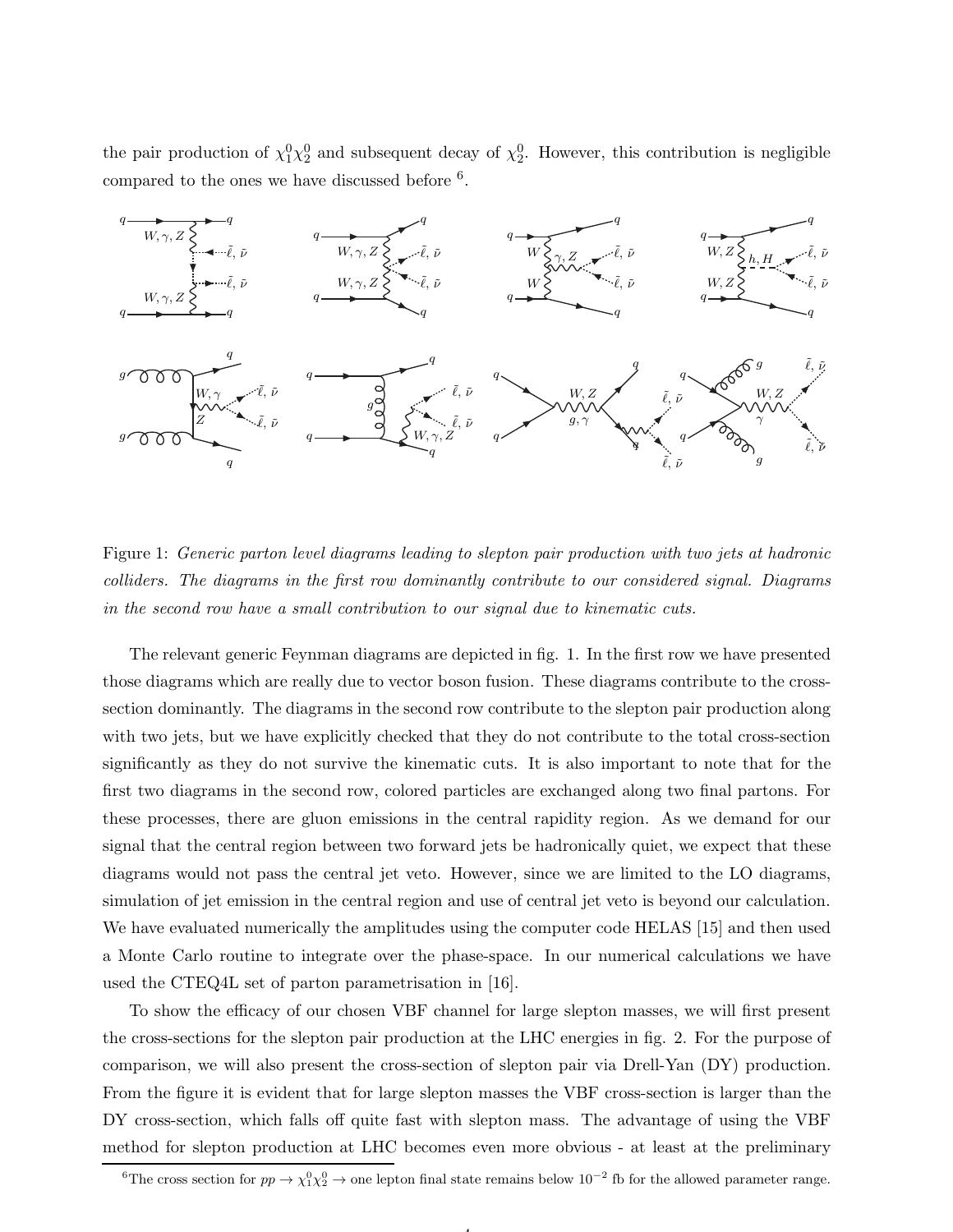the pair production of $\chi_1^0\chi_2^0$ and subsequent decay of $\chi_2^0$. However, this contribution is negligible compared to the ones we have discussed before [6].

Figure 1: *Generic parton level diagrams leading to slepton pair production with two jets at hadronic colliders. The diagrams in the first row dominantly contribute to our considered signal. Diagrams in the second row have a small contribution to our signal due to kinematic cuts.*

The relevant generic Feynman diagrams are depicted in fig. 1. In the first row we have presented those diagrams which are really due to vector boson fusion. These diagrams contribute to the cross-section dominantly. The diagrams in the second row contribute to the slepton pair production along with two jets, but we have explicitly checked that they do not contribute to the total cross-section significantly as they do not survive the kinematic cuts. It is also important to note that for the first two diagrams in the second row, colored particles are exchanged along two final partons. For these processes, there are gluon emissions in the central rapidity region. As we demand for our signal that the central region between two forward jets be hadronically quiet, we expect that these diagrams would not pass the central jet veto. However, since we are limited to the LO diagrams, simulation of jet emission in the central region and use of central jet veto is beyond our calculation. We have evaluated numerically the amplitudes using the computer code HELAS [15] and then used a Monte Carlo routine to integrate over the phase-space. In our numerical calculations we have used the CTEQ4L set of parton parametrisation in [16].

To show the efficacy of our chosen VBF channel for large slepton masses, we will first present the cross-sections for the slepton pair production at the LHC energies in fig. 2. For the purpose of comparison, we will also present the cross-section of slepton pair via Drell-Yan (DY) production. From the figure it is evident that for large slepton masses the VBF cross-section is larger than the DY cross-section, which falls off quite fast with slepton mass. The advantage of using the VBF method for slepton production at LHC becomes even more obvious - at least at the preliminary

[6] The cross section for $pp \to \chi_1^0\chi_2^0 \to$ one lepton final state remains below $10^{-2}$ fb for the allowed parameter range.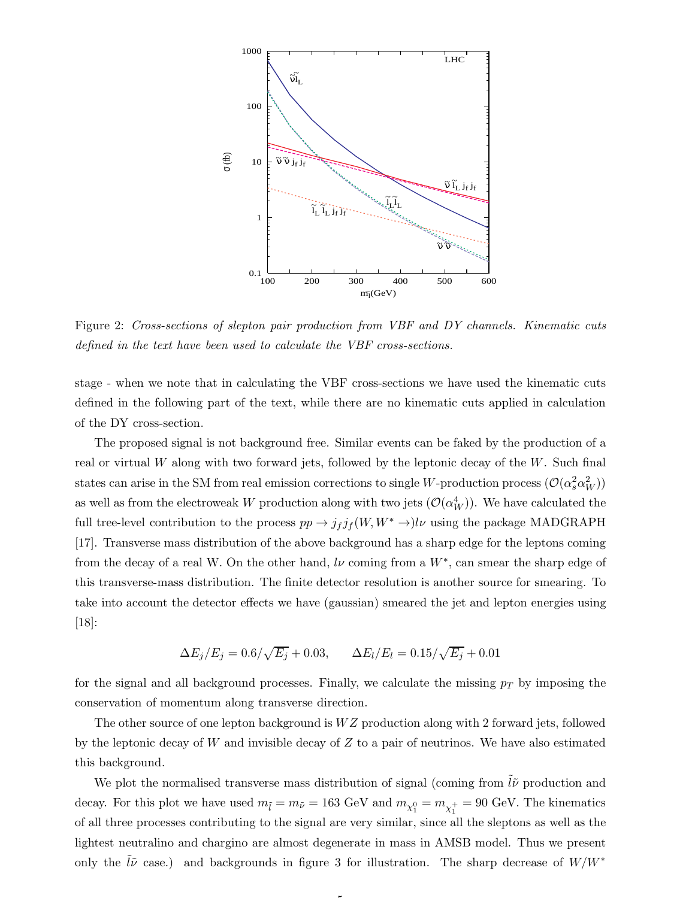Figure 2: *Cross-sections of slepton pair production from VBF and DY channels. Kinematic cuts defined in the text have been used to calculate the VBF cross-sections.*

stage - when we note that in calculating the VBF cross-sections we have used the kinematic cuts defined in the following part of the text, while there are no kinematic cuts applied in calculation of the DY cross-section.

The proposed signal is not background free. Similar events can be faked by the production of a real or virtual $W$ along with two forward jets, followed by the leptonic decay of the $W$. Such final states can arise in the SM from real emission corrections to single $W$-production process ($\mathcal{O}(\alpha_s^2 \alpha_W^2)$) as well as from the electroweak $W$ production along with two jets ($\mathcal{O}(\alpha_W^4)$). We have calculated the full tree-level contribution to the process $pp \to j_f j_f (W, W^* \to) l\nu$ using the package MADGRAPH [17]. Transverse mass distribution of the above background has a sharp edge for the leptons coming from the decay of a real W. On the other hand, $l\nu$ coming from a $W^*$, can smear the sharp edge of this transverse-mass distribution. The finite detector resolution is another source for smearing. To take into account the detector effects we have (gaussian) smeared the jet and lepton energies using [18]:

$$\Delta E_j / E_j = 0.6/\sqrt{E_j} + 0.03, \qquad \Delta E_l / E_l = 0.15/\sqrt{E_j} + 0.01$$

for the signal and all background processes. Finally, we calculate the missing $p_T$ by imposing the conservation of momentum along transverse direction.

The other source of one lepton background is $WZ$ production along with 2 forward jets, followed by the leptonic decay of $W$ and invisible decay of $Z$ to a pair of neutrinos. We have also estimated this background.

We plot the normalised transverse mass distribution of signal (coming from $\tilde{l}\tilde{\nu}$ production and decay. For this plot we have used $m_{\tilde{l}} = m_{\tilde{\nu}} = 163$ GeV and $m_{\chi_1^0} = m_{\chi_1^+} = 90$ GeV. The kinematics of all three processes contributing to the signal are very similar, since all the sleptons as well as the lightest neutralino and chargino are almost degenerate in mass in AMSB model. Thus we present only the $\tilde{l}\tilde{\nu}$ case.) and backgrounds in figure 3 for illustration. The sharp decrease of $W/W^*$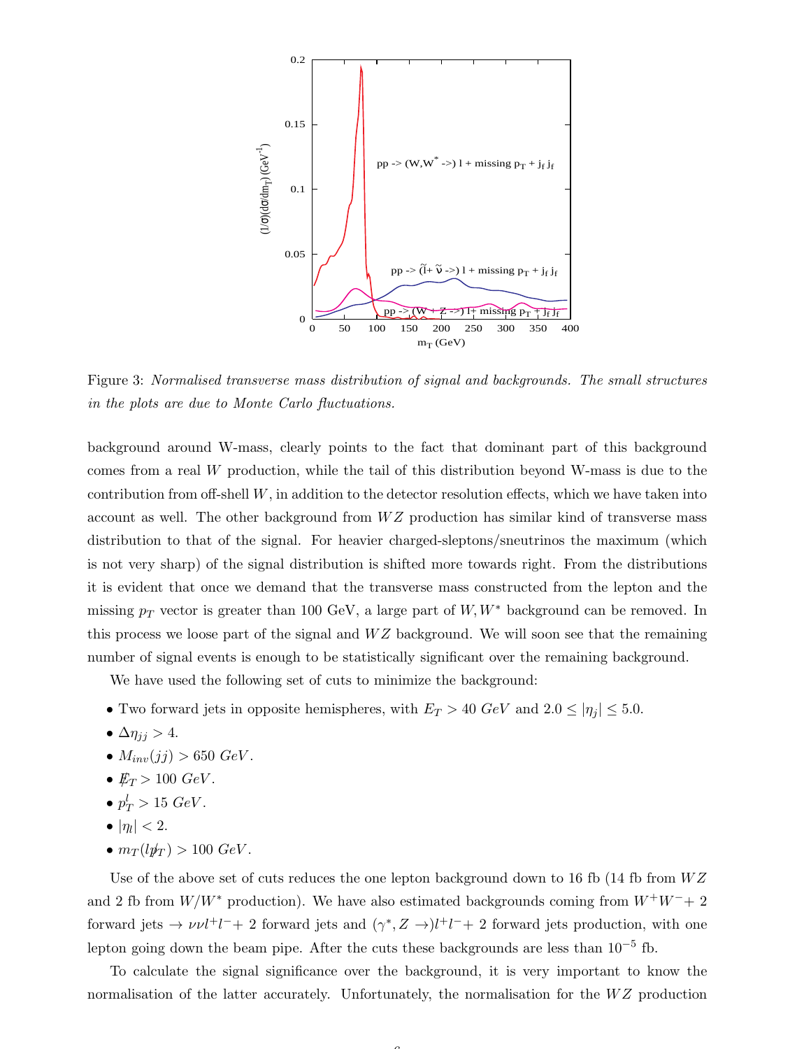Figure 3: *Normalised transverse mass distribution of signal and backgrounds. The small structures in the plots are due to Monte Carlo fluctuations.*

background around W-mass, clearly points to the fact that dominant part of this background comes from a real $W$ production, while the tail of this distribution beyond W-mass is due to the contribution from off-shell $W$, in addition to the detector resolution effects, which we have taken into account as well. The other background from $WZ$ production has similar kind of transverse mass distribution to that of the signal. For heavier charged-sleptons/sneutrinos the maximum (which is not very sharp) of the signal distribution is shifted more towards right. From the distributions it is evident that once we demand that the transverse mass constructed from the lepton and the missing $p_T$ vector is greater than 100 GeV, a large part of $W, W^*$ background can be removed. In this process we loose part of the signal and $WZ$ background. We will soon see that the remaining number of signal events is enough to be statistically significant over the remaining background.

We have used the following set of cuts to minimize the background:

- Two forward jets in opposite hemispheres, with $E_T > 40\ GeV$ and $2.0 \leq |\eta_j| \leq 5.0$.
- $\Delta\eta_{jj} > 4$.
- $M_{inv}(jj) > 650\ GeV$.
- $\not{E}_T > 100\ GeV$.
- $p_T^l > 15\ GeV$.
- $|\eta_l| < 2$.
- $m_T(l\not{p}_T) > 100\ GeV$.

Use of the above set of cuts reduces the one lepton background down to 16 fb (14 fb from $WZ$ and 2 fb from $W/W^*$ production). We have also estimated backgrounds coming from $W^+W^- +$ 2 forward jets $\rightarrow \nu\nu l^+l^- +$ 2 forward jets and $(\gamma^*, Z \rightarrow) l^+l^- +$ 2 forward jets production, with one lepton going down the beam pipe. After the cuts these backgrounds are less than $10^{-5}$ fb.

To calculate the signal significance over the background, it is very important to know the normalisation of the latter accurately. Unfortunately, the normalisation for the $WZ$ production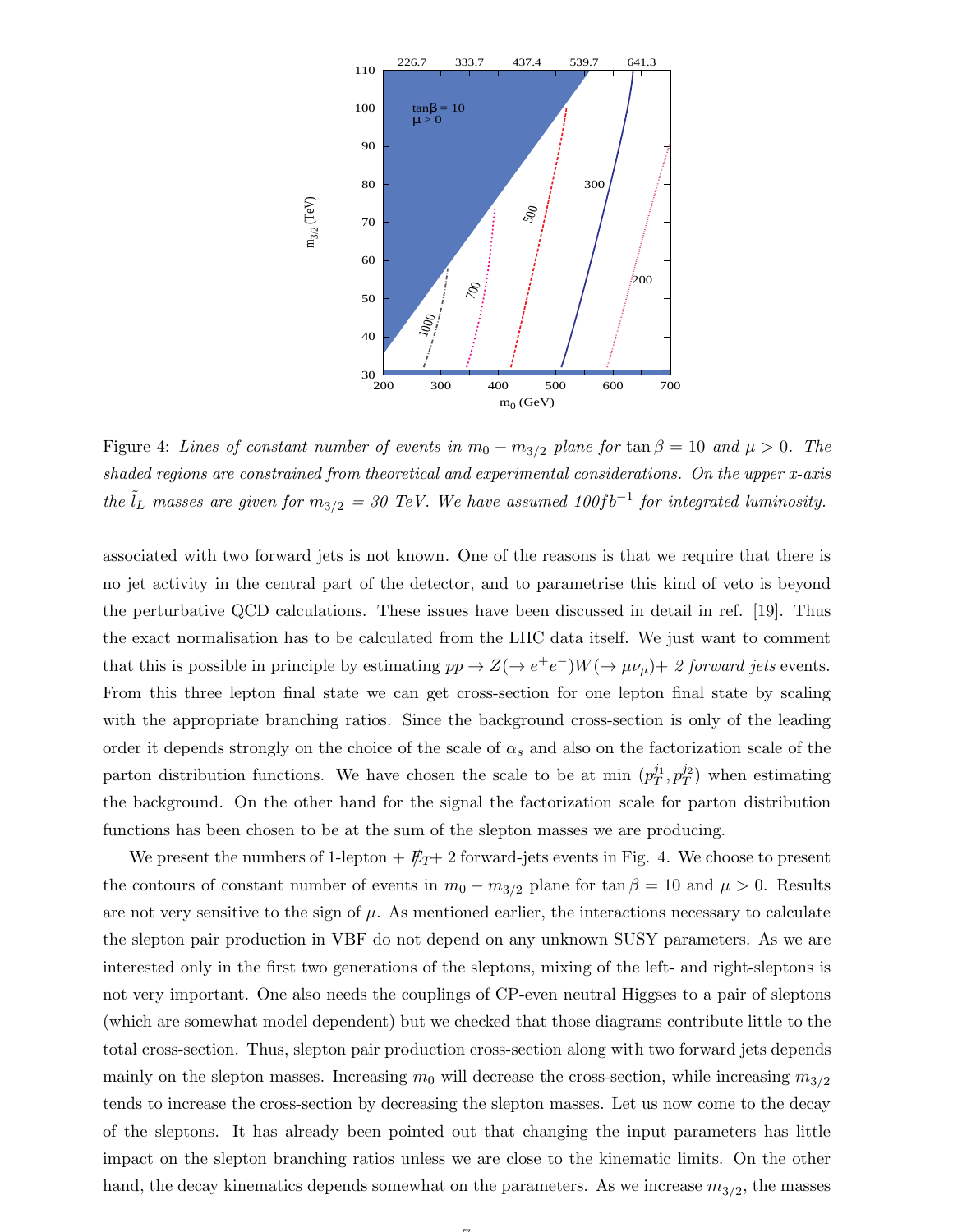Figure 4: *Lines of constant number of events in $m_0 - m_{3/2}$ plane for $\tan\beta = 10$ and $\mu > 0$. The shaded regions are constrained from theoretical and experimental considerations. On the upper x-axis the $\tilde{l}_L$ masses are given for $m_{3/2}$ = 30 TeV. We have assumed 100$fb^{-1}$ for integrated luminosity.*

associated with two forward jets is not known. One of the reasons is that we require that there is no jet activity in the central part of the detector, and to parametrise this kind of veto is beyond the perturbative QCD calculations. These issues have been discussed in detail in ref. [19]. Thus the exact normalisation has to be calculated from the LHC data itself. We just want to comment that this is possible in principle by estimating $pp \to Z(\to e^+e^-)W(\to \mu\nu_\mu)+$ *2 forward jets* events. From this three lepton final state we can get cross-section for one lepton final state by scaling with the appropriate branching ratios. Since the background cross-section is only of the leading order it depends strongly on the choice of the scale of $\alpha_s$ and also on the factorization scale of the parton distribution functions. We have chosen the scale to be at min $(p_T^{j_1}, p_T^{j_2})$ when estimating the background. On the other hand for the signal the factorization scale for parton distribution functions has been chosen to be at the sum of the slepton masses we are producing.

We present the numbers of 1-lepton + $\not{E}_T$+ 2 forward-jets events in Fig. 4. We choose to present the contours of constant number of events in $m_0 - m_{3/2}$ plane for $\tan\beta = 10$ and $\mu > 0$. Results are not very sensitive to the sign of $\mu$. As mentioned earlier, the interactions necessary to calculate the slepton pair production in VBF do not depend on any unknown SUSY parameters. As we are interested only in the first two generations of the sleptons, mixing of the left- and right-sleptons is not very important. One also needs the couplings of CP-even neutral Higgses to a pair of sleptons (which are somewhat model dependent) but we checked that those diagrams contribute little to the total cross-section. Thus, slepton pair production cross-section along with two forward jets depends mainly on the slepton masses. Increasing $m_0$ will decrease the cross-section, while increasing $m_{3/2}$ tends to increase the cross-section by decreasing the slepton masses. Let us now come to the decay of the sleptons. It has already been pointed out that changing the input parameters has little impact on the slepton branching ratios unless we are close to the kinematic limits. On the other hand, the decay kinematics depends somewhat on the parameters. As we increase $m_{3/2}$, the masses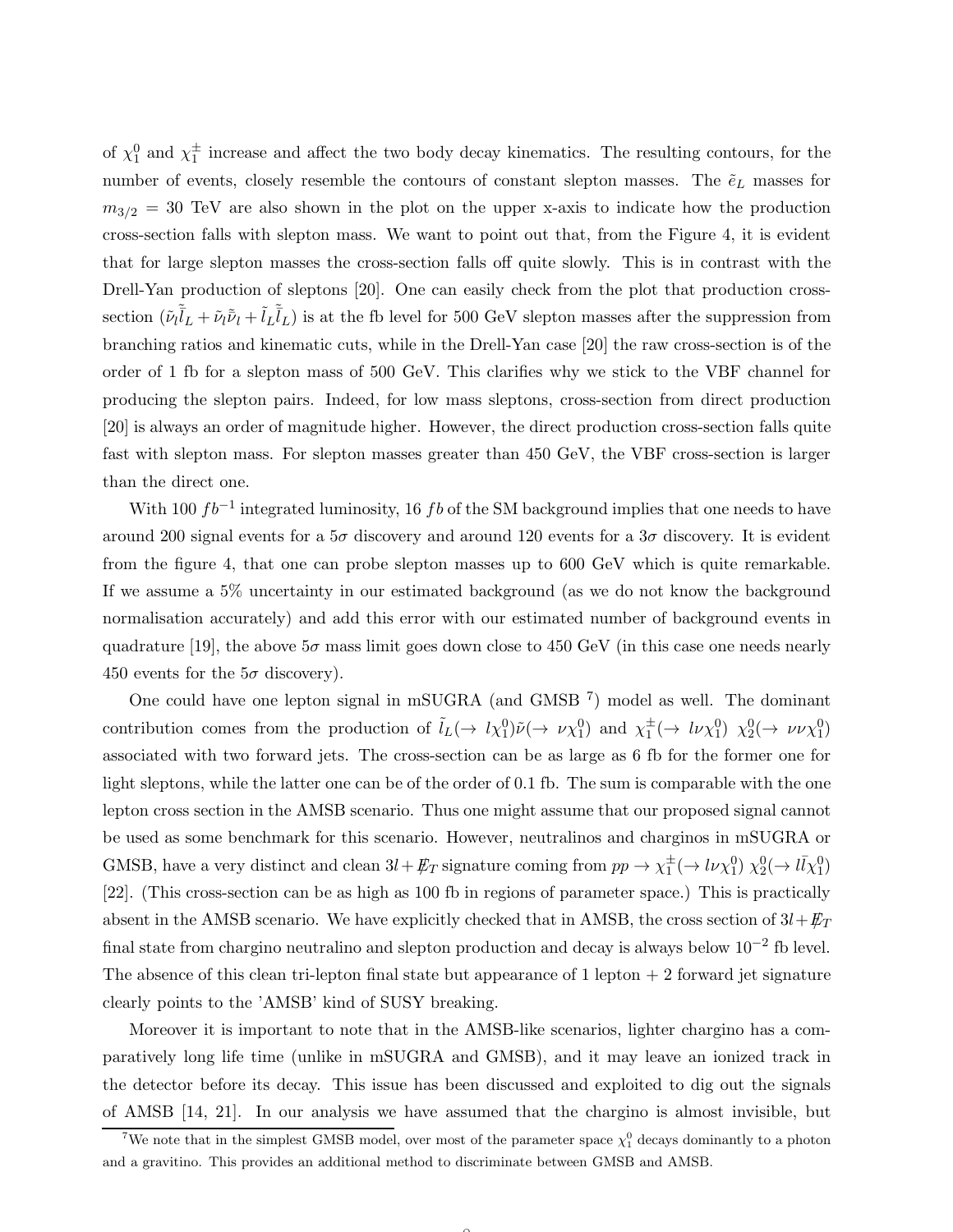of $\chi_1^0$ and $\chi_1^\pm$ increase and affect the two body decay kinematics. The resulting contours, for the number of events, closely resemble the contours of constant slepton masses. The $\tilde{e}_L$ masses for $m_{3/2} = 30$ TeV are also shown in the plot on the upper x-axis to indicate how the production cross-section falls with slepton mass. We want to point out that, from the Figure 4, it is evident that for large slepton masses the cross-section falls off quite slowly. This is in contrast with the Drell-Yan production of sleptons [20]. One can easily check from the plot that production cross-section ($\tilde{\nu}_l \bar{\tilde{l}}_L + \tilde{\nu}_l \bar{\tilde{\nu}}_l + \tilde{l}_L \bar{\tilde{l}}_L$) is at the fb level for 500 GeV slepton masses after the suppression from branching ratios and kinematic cuts, while in the Drell-Yan case [20] the raw cross-section is of the order of 1 fb for a slepton mass of 500 GeV. This clarifies why we stick to the VBF channel for producing the slepton pairs. Indeed, for low mass sleptons, cross-section from direct production [20] is always an order of magnitude higher. However, the direct production cross-section falls quite fast with slepton mass. For slepton masses greater than 450 GeV, the VBF cross-section is larger than the direct one.

With 100 $fb^{-1}$ integrated luminosity, 16 $fb$ of the SM background implies that one needs to have around 200 signal events for a $5\sigma$ discovery and around 120 events for a $3\sigma$ discovery. It is evident from the figure 4, that one can probe slepton masses up to 600 GeV which is quite remarkable. If we assume a 5% uncertainty in our estimated background (as we do not know the background normalisation accurately) and add this error with our estimated number of background events in quadrature [19], the above $5\sigma$ mass limit goes down close to 450 GeV (in this case one needs nearly 450 events for the $5\sigma$ discovery).

One could have one lepton signal in mSUGRA (and GMSB [7]) model as well. The dominant contribution comes from the production of $\tilde{l}_L(\rightarrow l\chi_1^0)\tilde{\nu}(\rightarrow \nu\chi_1^0)$ and $\chi_1^\pm(\rightarrow l\nu\chi_1^0)$ $\chi_2^0(\rightarrow \nu\nu\chi_1^0)$ associated with two forward jets. The cross-section can be as large as 6 fb for the former one for light sleptons, while the latter one can be of the order of 0.1 fb. The sum is comparable with the one lepton cross section in the AMSB scenario. Thus one might assume that our proposed signal cannot be used as some benchmark for this scenario. However, neutralinos and charginos in mSUGRA or GMSB, have a very distinct and clean $3l + \not{E}_T$ signature coming from $pp \rightarrow \chi_1^\pm(\rightarrow l\nu\chi_1^0)$ $\chi_2^0(\rightarrow l\bar{l}\chi_1^0)$ [22]. (This cross-section can be as high as 100 fb in regions of parameter space.) This is practically absent in the AMSB scenario. We have explicitly checked that in AMSB, the cross section of $3l + \not{E}_T$ final state from chargino neutralino and slepton production and decay is always below $10^{-2}$ fb level. The absence of this clean tri-lepton final state but appearance of 1 lepton + 2 forward jet signature clearly points to the 'AMSB' kind of SUSY breaking.

Moreover it is important to note that in the AMSB-like scenarios, lighter chargino has a comparatively long life time (unlike in mSUGRA and GMSB), and it may leave an ionized track in the detector before its decay. This issue has been discussed and exploited to dig out the signals of AMSB [14, 21]. In our analysis we have assumed that the chargino is almost invisible, but

[7] We note that in the simplest GMSB model, over most of the parameter space $\chi_1^0$ decays dominantly to a photon and a gravitino. This provides an additional method to discriminate between GMSB and AMSB.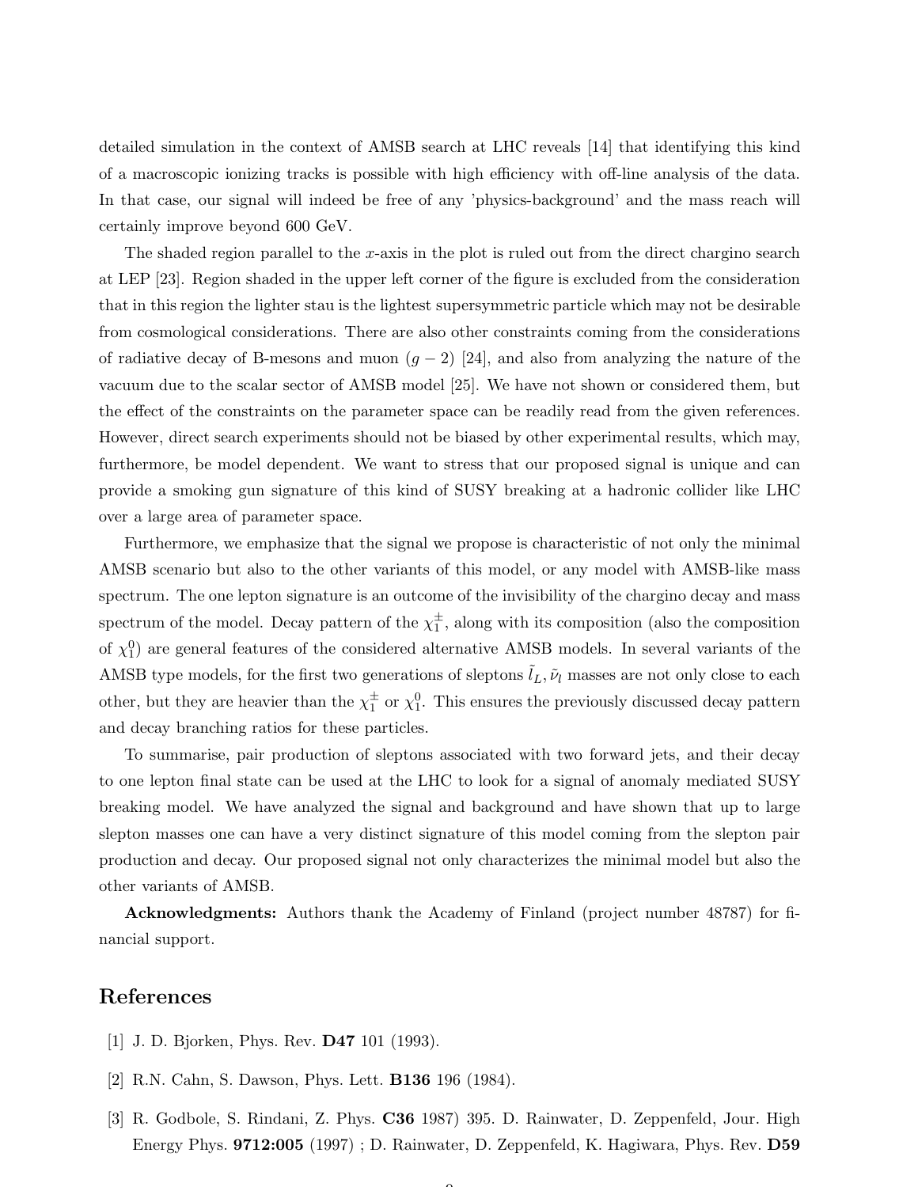detailed simulation in the context of AMSB search at LHC reveals [14] that identifying this kind of a macroscopic ionizing tracks is possible with high efficiency with off-line analysis of the data. In that case, our signal will indeed be free of any 'physics-background' and the mass reach will certainly improve beyond 600 GeV.

The shaded region parallel to the $x$-axis in the plot is ruled out from the direct chargino search at LEP [23]. Region shaded in the upper left corner of the figure is excluded from the consideration that in this region the lighter stau is the lightest supersymmetric particle which may not be desirable from cosmological considerations. There are also other constraints coming from the considerations of radiative decay of B-mesons and muon $(g-2)$ [24], and also from analyzing the nature of the vacuum due to the scalar sector of AMSB model [25]. We have not shown or considered them, but the effect of the constraints on the parameter space can be readily read from the given references. However, direct search experiments should not be biased by other experimental results, which may, furthermore, be model dependent. We want to stress that our proposed signal is unique and can provide a smoking gun signature of this kind of SUSY breaking at a hadronic collider like LHC over a large area of parameter space.

Furthermore, we emphasize that the signal we propose is characteristic of not only the minimal AMSB scenario but also to the other variants of this model, or any model with AMSB-like mass spectrum. The one lepton signature is an outcome of the invisibility of the chargino decay and mass spectrum of the model. Decay pattern of the $\chi_1^{\pm}$, along with its composition (also the composition of $\chi_1^0$) are general features of the considered alternative AMSB models. In several variants of the AMSB type models, for the first two generations of sleptons $\tilde{l}_L, \tilde{\nu}_l$ masses are not only close to each other, but they are heavier than the $\chi_1^{\pm}$ or $\chi_1^0$. This ensures the previously discussed decay pattern and decay branching ratios for these particles.

To summarise, pair production of sleptons associated with two forward jets, and their decay to one lepton final state can be used at the LHC to look for a signal of anomaly mediated SUSY breaking model. We have analyzed the signal and background and have shown that up to large slepton masses one can have a very distinct signature of this model coming from the slepton pair production and decay. Our proposed signal not only characterizes the minimal model but also the other variants of AMSB.

**Acknowledgments:** Authors thank the Academy of Finland (project number 48787) for financial support.

# References

[1] J. D. Bjorken, Phys. Rev. **D47** 101 (1993).

[2] R.N. Cahn, S. Dawson, Phys. Lett. **B136** 196 (1984).

[3] R. Godbole, S. Rindani, Z. Phys. **C36** 1987) 395. D. Rainwater, D. Zeppenfeld, Jour. High Energy Phys. **9712:005** (1997) ; D. Rainwater, D. Zeppenfeld, K. Hagiwara, Phys. Rev. **D59**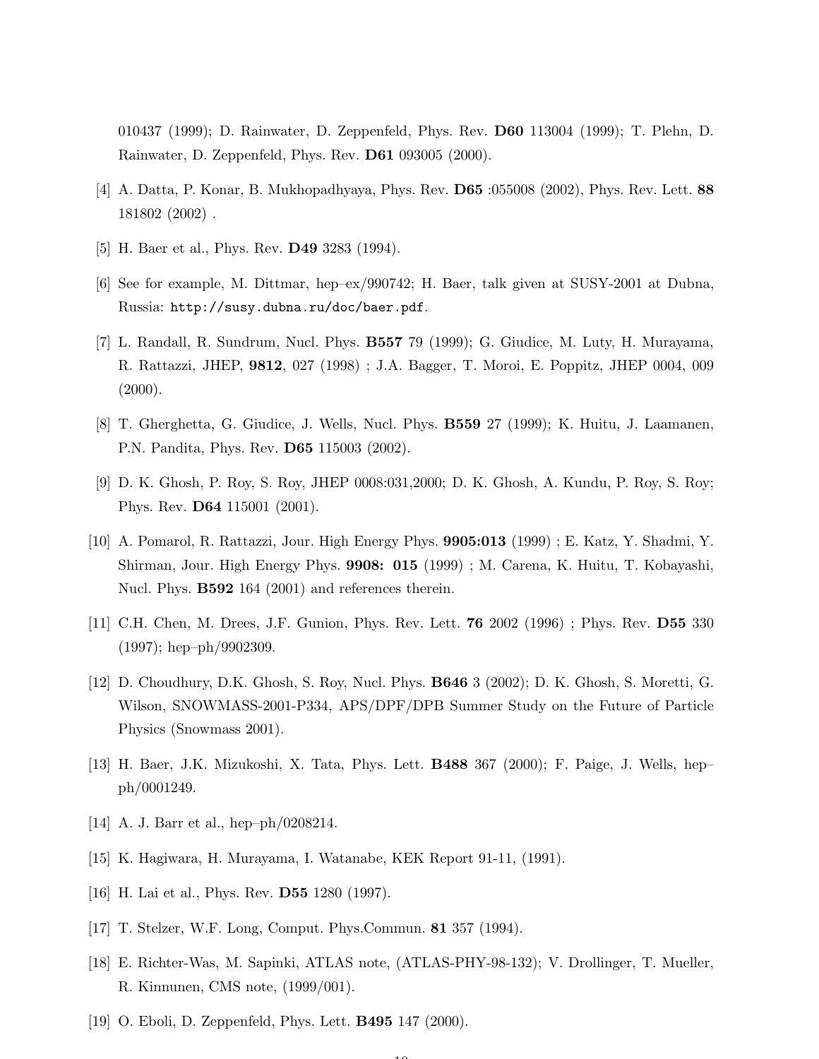010437 (1999); D. Rainwater, D. Zeppenfeld, Phys. Rev. **D60** 113004 (1999); T. Plehn, D. Rainwater, D. Zeppenfeld, Phys. Rev. **D61** 093005 (2000).

[4] A. Datta, P. Konar, B. Mukhopadhyaya, Phys. Rev. **D65** :055008 (2002), Phys. Rev. Lett. **88** 181802 (2002) .

[5] H. Baer et al., Phys. Rev. **D49** 3283 (1994).

[6] See for example, M. Dittmar, hep–ex/990742; H. Baer, talk given at SUSY-2001 at Dubna, Russia: `http://susy.dubna.ru/doc/baer.pdf`.

[7] L. Randall, R. Sundrum, Nucl. Phys. **B557** 79 (1999); G. Giudice, M. Luty, H. Murayama, R. Rattazzi, JHEP, **9812**, 027 (1998) ; J.A. Bagger, T. Moroi, E. Poppitz, JHEP 0004, 009 (2000).

[8] T. Gherghetta, G. Giudice, J. Wells, Nucl. Phys. **B559** 27 (1999); K. Huitu, J. Laamanen, P.N. Pandita, Phys. Rev. **D65** 115003 (2002).

[9] D. K. Ghosh, P. Roy, S. Roy, JHEP 0008:031,2000; D. K. Ghosh, A. Kundu, P. Roy, S. Roy; Phys. Rev. **D64** 115001 (2001).

[10] A. Pomarol, R. Rattazzi, Jour. High Energy Phys. **9905:013** (1999) ; E. Katz, Y. Shadmi, Y. Shirman, Jour. High Energy Phys. **9908: 015** (1999) ; M. Carena, K. Huitu, T. Kobayashi, Nucl. Phys. **B592** 164 (2001) and references therein.

[11] C.H. Chen, M. Drees, J.F. Gunion, Phys. Rev. Lett. **76** 2002 (1996) ; Phys. Rev. **D55** 330 (1997); hep–ph/9902309.

[12] D. Choudhury, D.K. Ghosh, S. Roy, Nucl. Phys. **B646** 3 (2002); D. K. Ghosh, S. Moretti, G. Wilson, SNOWMASS-2001-P334, APS/DPF/DPB Summer Study on the Future of Particle Physics (Snowmass 2001).

[13] H. Baer, J.K. Mizukoshi, X. Tata, Phys. Lett. **B488** 367 (2000); F. Paige, J. Wells, hep–ph/0001249.

[14] A. J. Barr et al., hep–ph/0208214.

[15] K. Hagiwara, H. Murayama, I. Watanabe, KEK Report 91-11, (1991).

[16] H. Lai et al., Phys. Rev. **D55** 1280 (1997).

[17] T. Stelzer, W.F. Long, Comput. Phys.Commun. **81** 357 (1994).

[18] E. Richter-Was, M. Sapinki, ATLAS note, (ATLAS-PHY-98-132); V. Drollinger, T. Mueller, R. Kinnunen, CMS note, (1999/001).

[19] O. Eboli, D. Zeppenfeld, Phys. Lett. **B495** 147 (2000).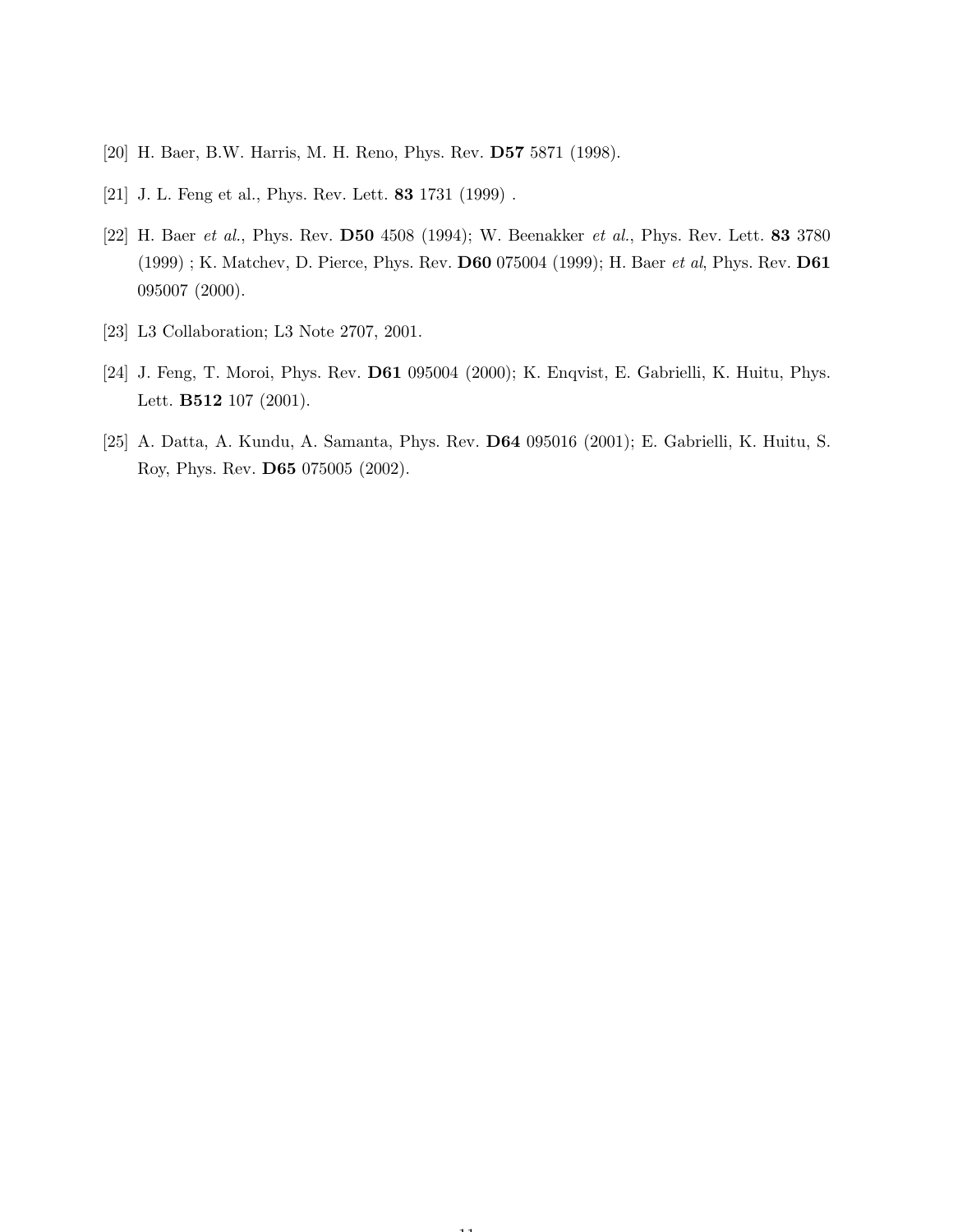[20] H. Baer, B.W. Harris, M. H. Reno, Phys. Rev. **D57** 5871 (1998).

[21] J. L. Feng et al., Phys. Rev. Lett. **83** 1731 (1999) .

[22] H. Baer *et al.*, Phys. Rev. **D50** 4508 (1994); W. Beenakker *et al.*, Phys. Rev. Lett. **83** 3780 (1999) ; K. Matchev, D. Pierce, Phys. Rev. **D60** 075004 (1999); H. Baer *et al*, Phys. Rev. **D61** 095007 (2000).

[23] L3 Collaboration; L3 Note 2707, 2001.

[24] J. Feng, T. Moroi, Phys. Rev. **D61** 095004 (2000); K. Enqvist, E. Gabrielli, K. Huitu, Phys. Lett. **B512** 107 (2001).

[25] A. Datta, A. Kundu, A. Samanta, Phys. Rev. **D64** 095016 (2001); E. Gabrielli, K. Huitu, S. Roy, Phys. Rev. **D65** 075005 (2002).